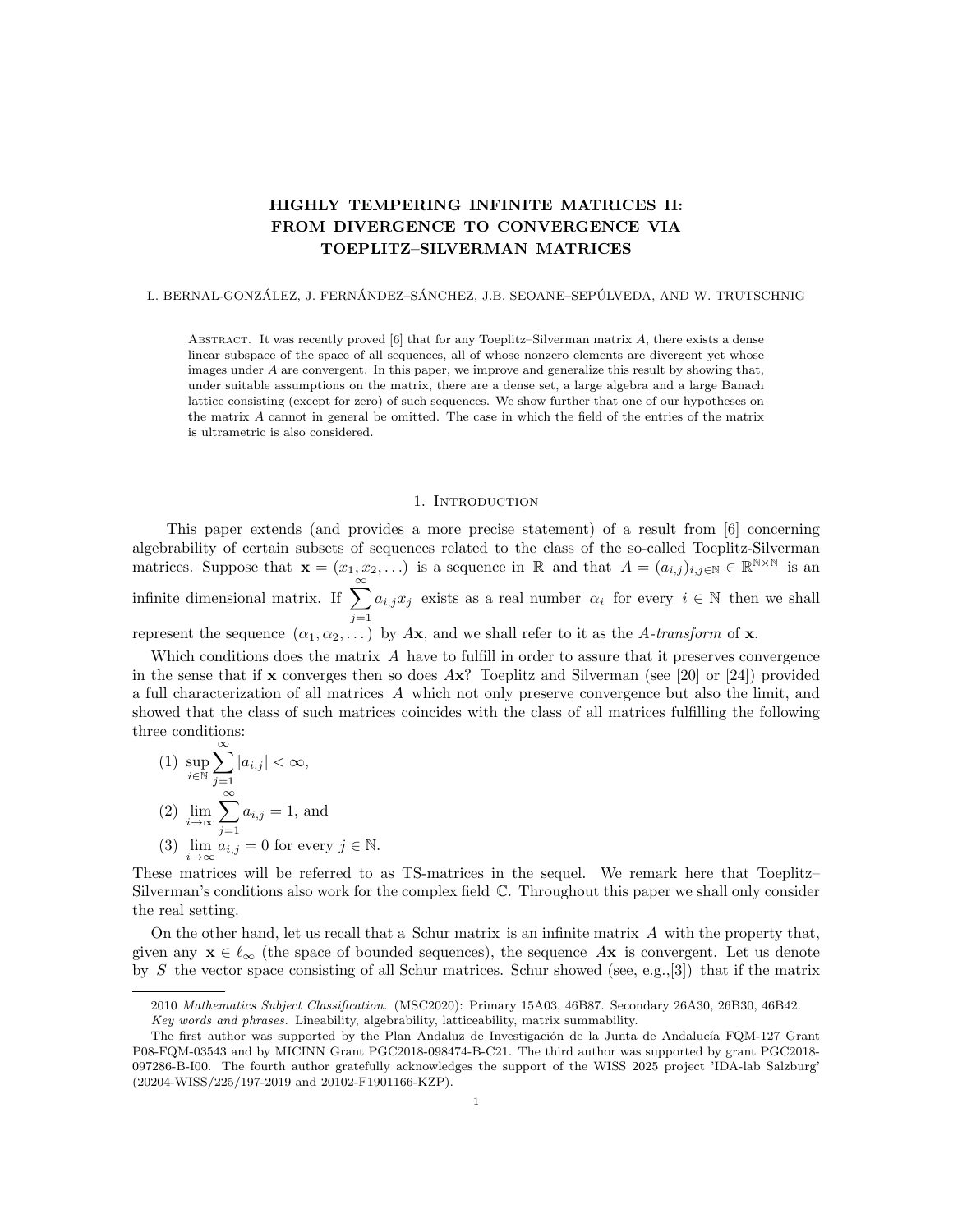# HIGHLY TEMPERING INFINITE MATRICES II: FROM DIVERGENCE TO CONVERGENCE VIA TOEPLITZ–SILVERMAN MATRICES

L. BERNAL-GONZÁLEZ, J. FERNÁNDEZ–SÁNCHEZ, J.B. SEOANE–SEPÚLVEDA, AND W. TRUTSCHNIG

Abstract. It was recently proved [6] that for any Toeplitz–Silverman matrix $A$, there exists a dense linear subspace of the space of all sequences, all of whose nonzero elements are divergent yet whose images under $A$ are convergent. In this paper, we improve and generalize this result by showing that, under suitable assumptions on the matrix, there are a dense set, a large algebra and a large Banach lattice consisting (except for zero) of such sequences. We show further that one of our hypotheses on the matrix $A$ cannot in general be omitted. The case in which the field of the entries of the matrix is ultrametric is also considered.

## 1. Introduction

This paper extends (and provides a more precise statement) of a result from [6] concerning algebrability of certain subsets of sequences related to the class of the so-called Toeplitz-Silverman matrices. Suppose that $\mathbf{x} = (x_1, x_2, \ldots)$ is a sequence in $\mathbb{R}$ and that $A = (a_{i,j})_{i,j \in \mathbb{N}} \in \mathbb{R}^{\mathbb{N}\times\mathbb{N}}$ is an infinite dimensional matrix. If $\sum_{j=1}^{\infty} a_{i,j} x_j$ exists as a real number $\alpha_i$ for every $i \in \mathbb{N}$ then we shall represent the sequence $(\alpha_1, \alpha_2, \ldots)$ by $A\mathbf{x}$, and we shall refer to it as the *A-transform* of $\mathbf{x}$.

Which conditions does the matrix $A$ have to fulfill in order to assure that it preserves convergence in the sense that if $\mathbf{x}$ converges then so does $A\mathbf{x}$? Toeplitz and Silverman (see [20] or [24]) provided a full characterization of all matrices $A$ which not only preserve convergence but also the limit, and showed that the class of such matrices coincides with the class of all matrices fulfilling the following three conditions:

(1) $\sup_{i \in \mathbb{N}} \sum_{j=1}^{\infty} |a_{i,j}| < \infty$,

(2) $\lim_{i \to \infty} \sum_{j=1}^{\infty} a_{i,j} = 1$, and

(3) $\lim_{i \to \infty} a_{i,j} = 0$ for every $j \in \mathbb{N}$.

These matrices will be referred to as TS-matrices in the sequel. We remark here that Toeplitz–Silverman's conditions also work for the complex field $\mathbb{C}$. Throughout this paper we shall only consider the real setting.

On the other hand, let us recall that a Schur matrix is an infinite matrix $A$ with the property that, given any $\mathbf{x} \in \ell_\infty$ (the space of bounded sequences), the sequence $A\mathbf{x}$ is convergent. Let us denote by $S$ the vector space consisting of all Schur matrices. Schur showed (see, e.g.,[3]) that if the matrix

2010 *Mathematics Subject Classification.* (MSC2020): Primary 15A03, 46B87. Secondary 26A30, 26B30, 46B42.

*Key words and phrases.* Lineability, algebrability, latticeability, matrix summability.

The first author was supported by the Plan Andaluz de Investigación de la Junta de Andalucía FQM-127 Grant P08-FQM-03543 and by MICINN Grant PGC2018-098474-B-C21. The third author was supported by grant PGC2018-097286-B-I00. The fourth author gratefully acknowledges the support of the WISS 2025 project 'IDA-lab Salzburg' (20204-WISS/225/197-2019 and 20102-F1901166-KZP).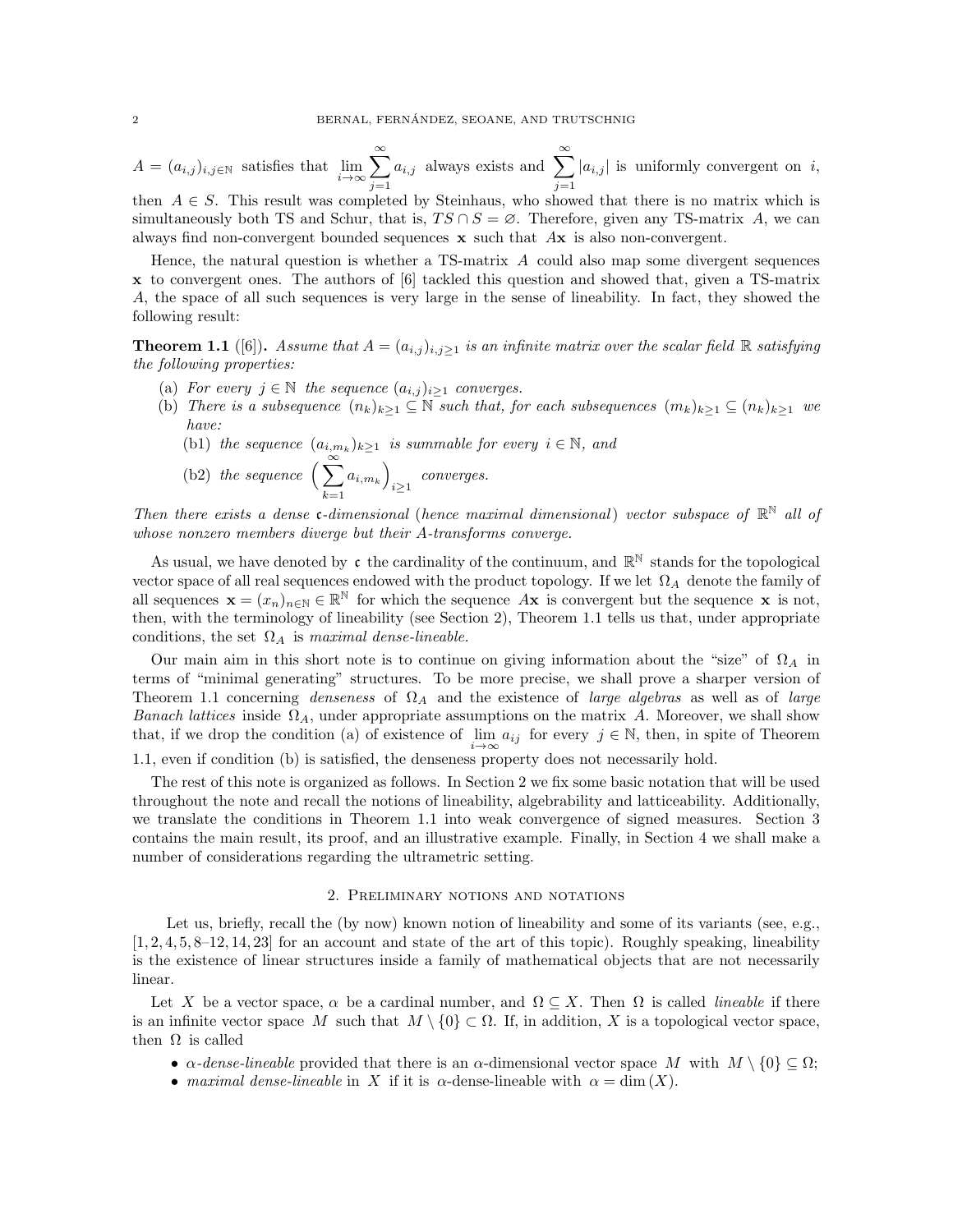$A = (a_{i,j})_{i,j\in\mathbb{N}}$ satisfies that $\lim_{i\to\infty} \sum_{j=1}^{\infty} a_{i,j}$ always exists and $\sum_{j=1}^{\infty} |a_{i,j}|$ is uniformly convergent on $i$, then $A \in S$. This result was completed by Steinhaus, who showed that there is no matrix which is simultaneously both TS and Schur, that is, $TS \cap S = \varnothing$. Therefore, given any TS-matrix $A$, we can always find non-convergent bounded sequences $\mathbf{x}$ such that $A\mathbf{x}$ is also non-convergent.

Hence, the natural question is whether a TS-matrix $A$ could also map some divergent sequences $\mathbf{x}$ to convergent ones. The authors of [6] tackled this question and showed that, given a TS-matrix $A$, the space of all such sequences is very large in the sense of lineability. In fact, they showed the following result:

**Theorem 1.1** ([6])**.** *Assume that $A = (a_{i,j})_{i,j\geq 1}$ is an infinite matrix over the scalar field $\mathbb{R}$ satisfying the following properties:*

- (a) *For every $j \in \mathbb{N}$ the sequence $(a_{i,j})_{i\geq 1}$ converges.*
- (b) *There is a subsequence $(n_k)_{k\geq 1} \subseteq \mathbb{N}$ such that, for each subsequences $(m_k)_{k\geq 1} \subseteq (n_k)_{k\geq 1}$ we have:*
  - (b1) *the sequence $(a_{i,m_k})_{k\geq 1}$ is summable for every $i \in \mathbb{N}$, and*
  - (b2) *the sequence $\Big(\sum_{k=1}^{\infty} a_{i,m_k}\Big)_{i\geq 1}$ converges.*

*Then there exists a dense $\mathfrak{c}$-dimensional* (*hence maximal dimensional*) *vector subspace of $\mathbb{R}^{\mathbb{N}}$ all of whose nonzero members diverge but their $A$-transforms converge.*

As usual, we have denoted by $\mathfrak{c}$ the cardinality of the continuum, and $\mathbb{R}^{\mathbb{N}}$ stands for the topological vector space of all real sequences endowed with the product topology. If we let $\Omega_A$ denote the family of all sequences $\mathbf{x} = (x_n)_{n\in\mathbb{N}} \in \mathbb{R}^{\mathbb{N}}$ for which the sequence $A\mathbf{x}$ is convergent but the sequence $\mathbf{x}$ is not, then, with the terminology of lineability (see Section 2), Theorem 1.1 tells us that, under appropriate conditions, the set $\Omega_A$ is *maximal dense-lineable.*

Our main aim in this short note is to continue on giving information about the "size" of $\Omega_A$ in terms of "minimal generating" structures. To be more precise, we shall prove a sharper version of Theorem 1.1 concerning *denseness* of $\Omega_A$ and the existence of *large algebras* as well as of *large Banach lattices* inside $\Omega_A$, under appropriate assumptions on the matrix $A$. Moreover, we shall show that, if we drop the condition (a) of existence of $\lim_{i\to\infty} a_{ij}$ for every $j \in \mathbb{N}$, then, in spite of Theorem 1.1, even if condition (b) is satisfied, the denseness property does not necessarily hold.

The rest of this note is organized as follows. In Section 2 we fix some basic notation that will be used throughout the note and recall the notions of lineability, algebrability and latticeability. Additionally, we translate the conditions in Theorem 1.1 into weak convergence of signed measures. Section 3 contains the main result, its proof, and an illustrative example. Finally, in Section 4 we shall make a number of considerations regarding the ultrametric setting.

## 2. Preliminary notions and notations

Let us, briefly, recall the (by now) known notion of lineability and some of its variants (see, e.g., [1, 2, 4, 5, 8–12, 14, 23] for an account and state of the art of this topic). Roughly speaking, lineability is the existence of linear structures inside a family of mathematical objects that are not necessarily linear.

Let $X$ be a vector space, $\alpha$ be a cardinal number, and $\Omega \subseteq X$. Then $\Omega$ is called *lineable* if there is an infinite vector space $M$ such that $M \setminus \{0\} \subset \Omega$. If, in addition, $X$ is a topological vector space, then $\Omega$ is called

- *$\alpha$-dense-lineable* provided that there is an $\alpha$-dimensional vector space $M$ with $M \setminus \{0\} \subseteq \Omega$;
- *maximal dense-lineable* in $X$ if it is $\alpha$-dense-lineable with $\alpha = \dim(X)$.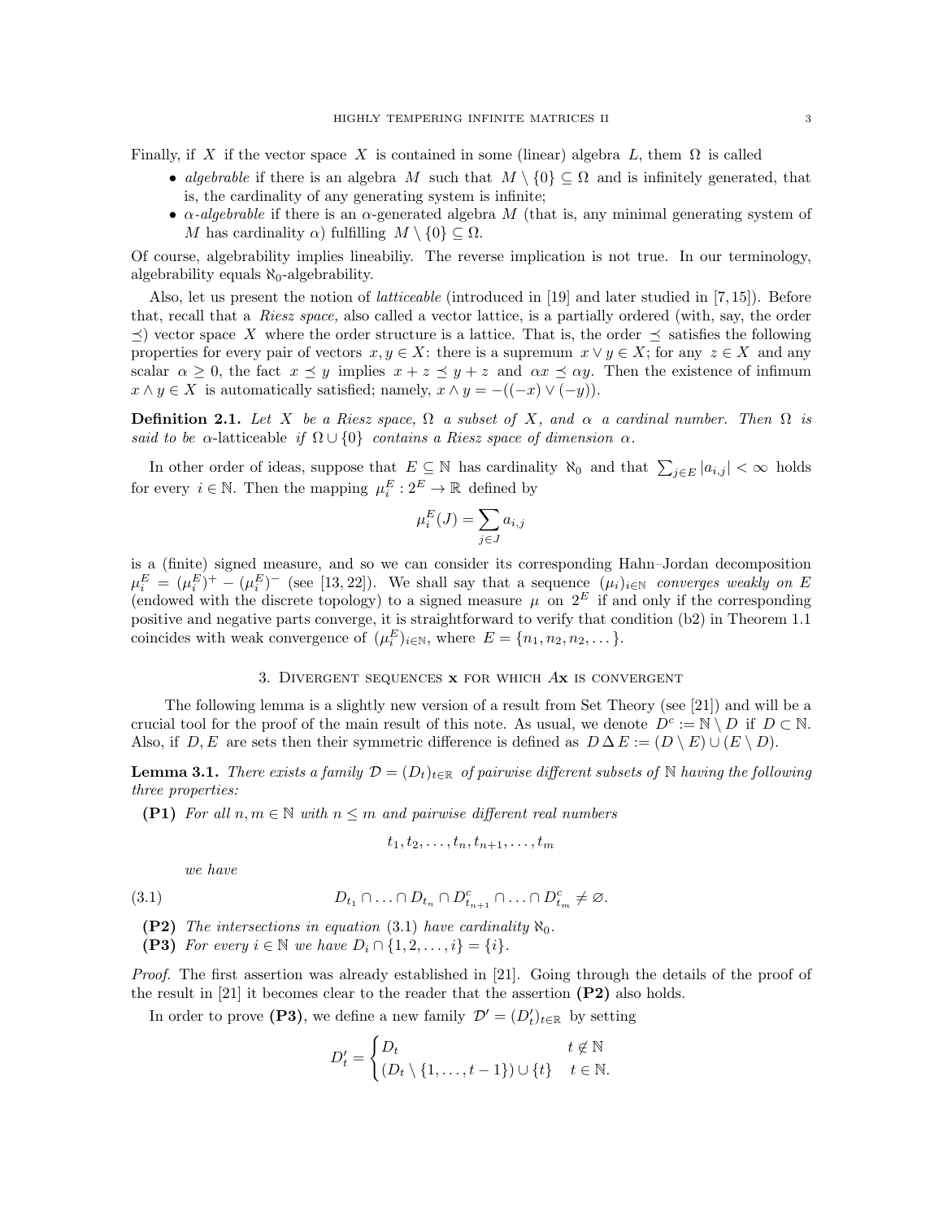Finally, if $X$ if the vector space $X$ is contained in some (linear) algebra $L$, them $\Omega$ is called

- *algebrable* if there is an algebra $M$ such that $M \setminus \{0\} \subseteq \Omega$ and is infinitely generated, that is, the cardinality of any generating system is infinite;
- *$\alpha$-algebrable* if there is an $\alpha$-generated algebra $M$ (that is, any minimal generating system of $M$ has cardinality $\alpha$) fulfilling $M \setminus \{0\} \subseteq \Omega$.

Of course, algebrability implies lineabiliy. The reverse implication is not true. In our terminology, algebrability equals $\aleph_0$-algebrability.

Also, let us present the notion of *latticeable* (introduced in [19] and later studied in [7, 15]). Before that, recall that a *Riesz space,* also called a vector lattice, is a partially ordered (with, say, the order $\preceq$) vector space $X$ where the order structure is a lattice. That is, the order $\preceq$ satisfies the following properties for every pair of vectors $x, y \in X$: there is a supremum $x \vee y \in X$; for any $z \in X$ and any scalar $\alpha \geq 0$, the fact $x \preceq y$ implies $x + z \preceq y + z$ and $\alpha x \preceq \alpha y$. Then the existence of infimum $x \wedge y \in X$ is automatically satisfied; namely, $x \wedge y = -((-x) \vee (-y))$.

**Definition 2.1.** *Let $X$ be a Riesz space, $\Omega$ a subset of $X$, and $\alpha$ a cardinal number. Then $\Omega$ is said to be* $\alpha$-latticeable *if $\Omega \cup \{0\}$ contains a Riesz space of dimension $\alpha$.*

In other order of ideas, suppose that $E \subseteq \mathbb{N}$ has cardinality $\aleph_0$ and that $\sum_{j \in E} |a_{i,j}| < \infty$ holds for every $i \in \mathbb{N}$. Then the mapping $\mu_i^E : 2^E \to \mathbb{R}$ defined by

$$\mu_i^E(J) = \sum_{j \in J} a_{i,j}$$

is a (finite) signed measure, and so we can consider its corresponding Hahn–Jordan decomposition $\mu_i^E = (\mu_i^E)^+ - (\mu_i^E)^-$ (see [13, 22]). We shall say that a sequence $(\mu_i)_{i \in \mathbb{N}}$ *converges weakly on $E$* (endowed with the discrete topology) to a signed measure $\mu$ on $2^E$ if and only if the corresponding positive and negative parts converge, it is straightforward to verify that condition (b2) in Theorem 1.1 coincides with weak convergence of $(\mu_i^E)_{i \in \mathbb{N}}$, where $E = \{n_1, n_2, n_2, \dots\}$.

## 3. Divergent sequences $\mathbf{x}$ for which $A\mathbf{x}$ is convergent

The following lemma is a slightly new version of a result from Set Theory (see [21]) and will be a crucial tool for the proof of the main result of this note. As usual, we denote $D^c := \mathbb{N} \setminus D$ if $D \subset \mathbb{N}$. Also, if $D, E$ are sets then their symmetric difference is defined as $D \,\Delta\, E := (D \setminus E) \cup (E \setminus D)$.

**Lemma 3.1.** *There exists a family $\mathcal{D} = (D_t)_{t \in \mathbb{R}}$ of pairwise different subsets of $\mathbb{N}$ having the following three properties:*

**(P1)** *For all $n, m \in \mathbb{N}$ with $n \leq m$ and pairwise different real numbers*

$$t_1, t_2, \dots, t_n, t_{n+1}, \dots, t_m$$

*we have*

$$D_{t_1} \cap \ldots \cap D_{t_n} \cap D_{t_{n+1}}^c \cap \ldots \cap D_{t_m}^c \neq \varnothing. \tag{3.1}$$

**(P2)** *The intersections in equation (3.1) have cardinality $\aleph_0$.*

**(P3)** *For every $i \in \mathbb{N}$ we have $D_i \cap \{1, 2, \dots, i\} = \{i\}$.*

*Proof.* The first assertion was already established in [21]. Going through the details of the proof of the result in [21] it becomes clear to the reader that the assertion **(P2)** also holds.

In order to prove **(P3)**, we define a new family $\mathcal{D}' = (D'_t)_{t \in \mathbb{R}}$ by setting

$$D'_t = \begin{cases} D_t & t \notin \mathbb{N} \\ (D_t \setminus \{1, \dots, t-1\}) \cup \{t\} & t \in \mathbb{N}. \end{cases}$$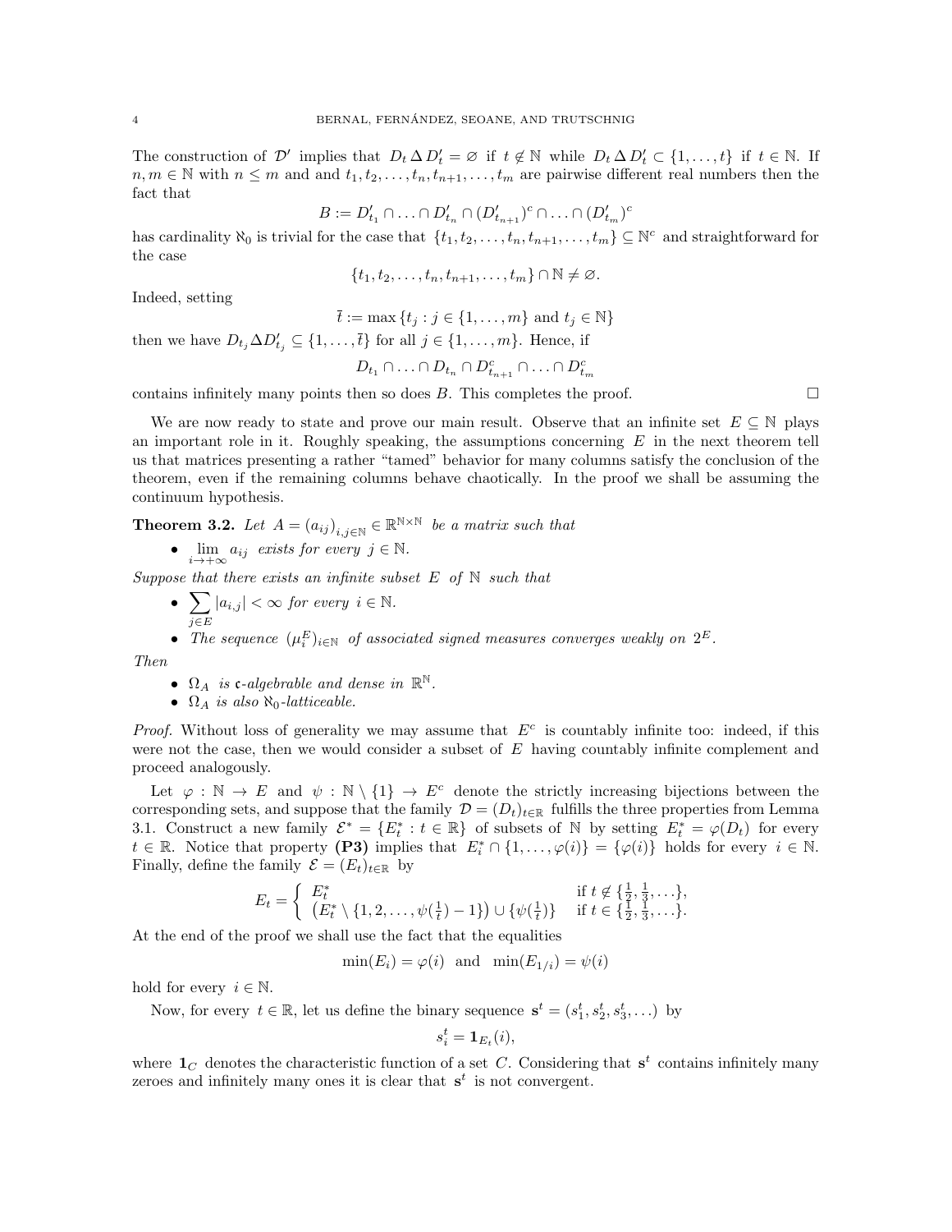The construction of $\mathcal{D}'$ implies that $D_t \,\Delta\, D'_t = \varnothing$ if $t \notin \mathbb{N}$ while $D_t \,\Delta\, D'_t \subset \{1, \dots, t\}$ if $t \in \mathbb{N}$. If $n, m \in \mathbb{N}$ with $n \le m$ and and $t_1, t_2, \dots, t_n, t_{n+1}, \dots, t_m$ are pairwise different real numbers then the fact that

$$B := D'_{t_1} \cap \ldots \cap D'_{t_n} \cap (D'_{t_{n+1}})^c \cap \ldots \cap (D'_{t_m})^c$$

has cardinality $\aleph_0$ is trivial for the case that $\{t_1, t_2, \dots, t_n, t_{n+1}, \dots, t_m\} \subseteq \mathbb{N}^c$ and straightforward for the case

$$\{t_1, t_2, \dots, t_n, t_{n+1}, \dots, t_m\} \cap \mathbb{N} \neq \varnothing.$$

Indeed, setting

$$\bar{t} := \max\{t_j : j \in \{1, \dots, m\} \text{ and } t_j \in \mathbb{N}\}$$

then we have $D_{t_j} \Delta D'_{t_j} \subseteq \{1, \dots, \bar{t}\}$ for all $j \in \{1, \dots, m\}$. Hence, if

$$D_{t_1} \cap \ldots \cap D_{t_n} \cap D^c_{t_{n+1}} \cap \ldots \cap D^c_{t_m}$$

contains infinitely many points then so does $B$. This completes the proof. $\square$

We are now ready to state and prove our main result. Observe that an infinite set $E \subseteq \mathbb{N}$ plays an important role in it. Roughly speaking, the assumptions concerning $E$ in the next theorem tell us that matrices presenting a rather "tamed" behavior for many columns satisfy the conclusion of the theorem, even if the remaining columns behave chaotically. In the proof we shall be assuming the continuum hypothesis.

**Theorem 3.2.** *Let $A = (a_{ij})_{i,j \in \mathbb{N}} \in \mathbb{R}^{\mathbb{N}\times\mathbb{N}}$ be a matrix such that*

- $\lim\limits_{i \to +\infty} a_{ij}$ *exists for every $j \in \mathbb{N}$.*

*Suppose that there exists an infinite subset $E$ of $\mathbb{N}$ such that*

- $\sum\limits_{j \in E} |a_{i,j}| < \infty$ *for every $i \in \mathbb{N}$.*
- *The sequence $(\mu_i^E)_{i \in \mathbb{N}}$ of associated signed measures converges weakly on $2^E$.*

*Then*

- *$\Omega_A$ is $\mathfrak{c}$-algebrable and dense in $\mathbb{R}^{\mathbb{N}}$.*
- *$\Omega_A$ is also $\aleph_0$-latticeable.*

*Proof.* Without loss of generality we may assume that $E^c$ is countably infinite too: indeed, if this were not the case, then we would consider a subset of $E$ having countably infinite complement and proceed analogously.

Let $\varphi : \mathbb{N} \to E$ and $\psi : \mathbb{N} \setminus \{1\} \to E^c$ denote the strictly increasing bijections between the corresponding sets, and suppose that the family $\mathcal{D} = (D_t)_{t \in \mathbb{R}}$ fulfills the three properties from Lemma 3.1. Construct a new family $\mathcal{E}^* = \{E^*_t : t \in \mathbb{R}\}$ of subsets of $\mathbb{N}$ by setting $E^*_t = \varphi(D_t)$ for every $t \in \mathbb{R}$. Notice that property **(P3)** implies that $E^*_i \cap \{1, \dots, \varphi(i)\} = \{\varphi(i)\}$ holds for every $i \in \mathbb{N}$. Finally, define the family $\mathcal{E} = (E_t)_{t \in \mathbb{R}}$ by

$$E_t = \begin{cases} E^*_t & \text{if } t \notin \{\frac{1}{2}, \frac{1}{3}, \dots\}, \\ \left(E^*_t \setminus \{1, 2, \dots, \psi(\frac{1}{t}) - 1\}\right) \cup \{\psi(\frac{1}{t})\} & \text{if } t \in \{\frac{1}{2}, \frac{1}{3}, \dots\}. \end{cases}$$

At the end of the proof we shall use the fact that the equalities

$$\min(E_i) = \varphi(i) \quad \text{and} \quad \min(E_{1/i}) = \psi(i)$$

hold for every $i \in \mathbb{N}$.

Now, for every $t \in \mathbb{R}$, let us define the binary sequence $\mathbf{s}^t = (s^t_1, s^t_2, s^t_3, \dots)$ by

$$s^t_i = \mathbf{1}_{E_t}(i),$$

where $\mathbf{1}_C$ denotes the characteristic function of a set $C$. Considering that $\mathbf{s}^t$ contains infinitely many zeroes and infinitely many ones it is clear that $\mathbf{s}^t$ is not convergent.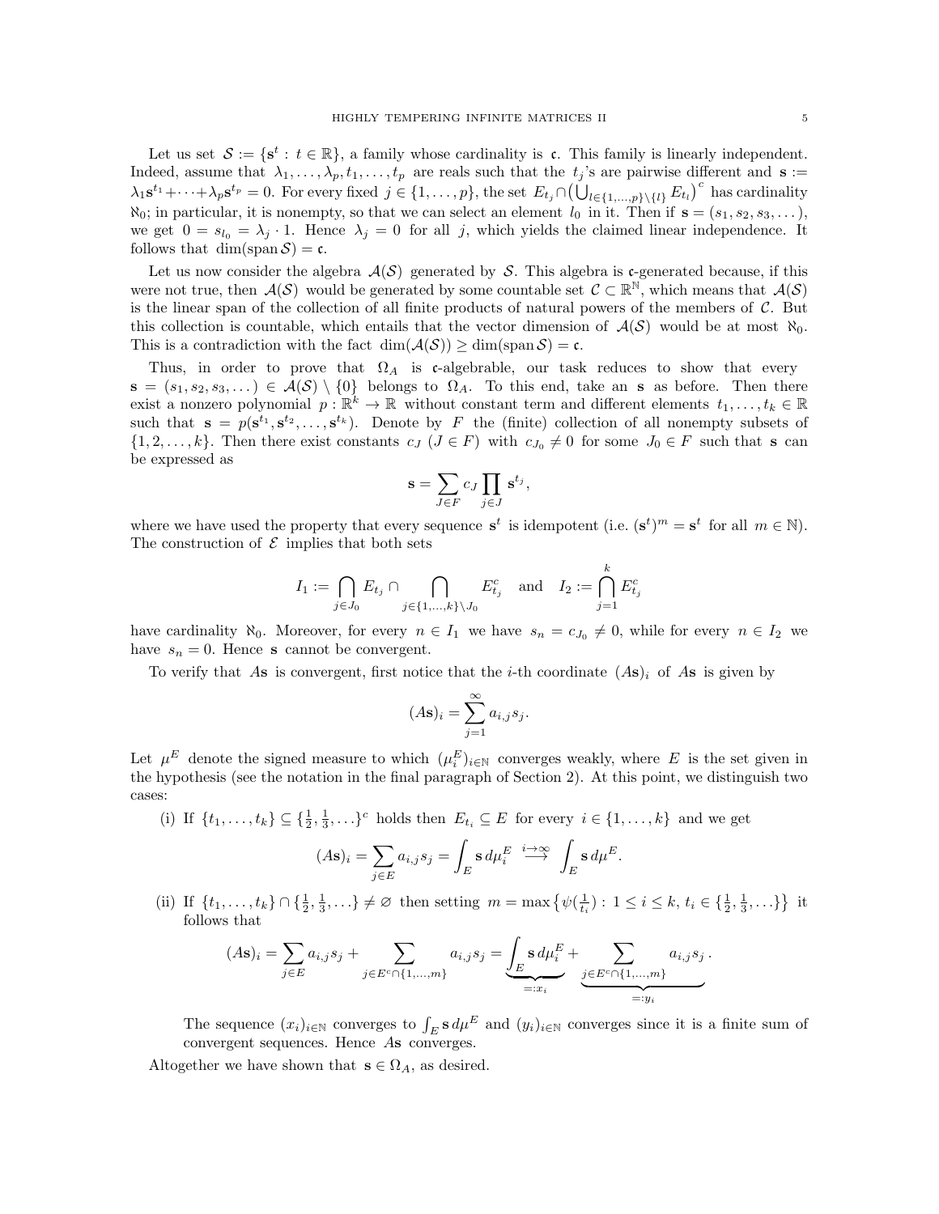Let us set $\mathcal{S} := \{\mathbf{s}^t : t \in \mathbb{R}\}$, a family whose cardinality is $\mathfrak{c}$. This family is linearly independent. Indeed, assume that $\lambda_1, \dots, \lambda_p, t_1, \dots, t_p$ are reals such that the $t_j$'s are pairwise different and $\mathbf{s} := \lambda_1 \mathbf{s}^{t_1} + \cdots + \lambda_p \mathbf{s}^{t_p} = 0$. For every fixed $j \in \{1, \dots, p\}$, the set $E_{t_j} \cap \big(\bigcup_{l \in \{1,\dots,p\}\setminus\{l\}} E_{t_l}\big)^c$ has cardinality $\aleph_0$; in particular, it is nonempty, so that we can select an element $l_0$ in it. Then if $\mathbf{s} = (s_1, s_2, s_3, \dots)$, we get $0 = s_{l_0} = \lambda_j \cdot 1$. Hence $\lambda_j = 0$ for all $j$, which yields the claimed linear independence. It follows that $\dim(\operatorname{span} \mathcal{S}) = \mathfrak{c}$.

Let us now consider the algebra $\mathcal{A}(\mathcal{S})$ generated by $\mathcal{S}$. This algebra is $\mathfrak{c}$-generated because, if this were not true, then $\mathcal{A}(\mathcal{S})$ would be generated by some countable set $\mathcal{C} \subset \mathbb{R}^{\mathbb{N}}$, which means that $\mathcal{A}(\mathcal{S})$ is the linear span of the collection of all finite products of natural powers of the members of $\mathcal{C}$. But this collection is countable, which entails that the vector dimension of $\mathcal{A}(\mathcal{S})$ would be at most $\aleph_0$. This is a contradiction with the fact $\dim(\mathcal{A}(\mathcal{S})) \ge \dim(\operatorname{span} \mathcal{S}) = \mathfrak{c}$.

Thus, in order to prove that $\Omega_A$ is $\mathfrak{c}$-algebrable, our task reduces to show that every $\mathbf{s} = (s_1, s_2, s_3, \dots) \in \mathcal{A}(\mathcal{S}) \setminus \{0\}$ belongs to $\Omega_A$. To this end, take an $\mathbf{s}$ as before. Then there exist a nonzero polynomial $p : \mathbb{R}^k \to \mathbb{R}$ without constant term and different elements $t_1, \dots, t_k \in \mathbb{R}$ such that $\mathbf{s} = p(\mathbf{s}^{t_1}, \mathbf{s}^{t_2}, \dots, \mathbf{s}^{t_k})$. Denote by $F$ the (finite) collection of all nonempty subsets of $\{1, 2, \dots, k\}$. Then there exist constants $c_J$ ($J \in F$) with $c_{J_0} \neq 0$ for some $J_0 \in F$ such that $\mathbf{s}$ can be expressed as

$$\mathbf{s} = \sum_{J \in F} c_J \prod_{j \in J} \mathbf{s}^{t_j},$$

where we have used the property that every sequence $\mathbf{s}^t$ is idempotent (i.e. $(\mathbf{s}^t)^m = \mathbf{s}^t$ for all $m \in \mathbb{N}$). The construction of $\mathcal{E}$ implies that both sets

$$I_1 := \bigcap_{j \in J_0} E_{t_j} \cap \bigcap_{j \in \{1,\dots,k\}\setminus J_0} E_{t_j}^c \quad \text{and} \quad I_2 := \bigcap_{j=1}^{k} E_{t_j}^c$$

have cardinality $\aleph_0$. Moreover, for every $n \in I_1$ we have $s_n = c_{J_0} \neq 0$, while for every $n \in I_2$ we have $s_n = 0$. Hence $\mathbf{s}$ cannot be convergent.

To verify that $A\mathbf{s}$ is convergent, first notice that the $i$-th coordinate $(A\mathbf{s})_i$ of $A\mathbf{s}$ is given by

$$(A\mathbf{s})_i = \sum_{j=1}^{\infty} a_{i,j} s_j.$$

Let $\mu^E$ denote the signed measure to which $(\mu_i^E)_{i\in\mathbb{N}}$ converges weakly, where $E$ is the set given in the hypothesis (see the notation in the final paragraph of Section 2). At this point, we distinguish two cases:

(i) If $\{t_1, \dots, t_k\} \subseteq \{\frac{1}{2}, \frac{1}{3}, \dots\}^c$ holds then $E_{t_i} \subseteq E$ for every $i \in \{1, \dots, k\}$ and we get

$$(A\mathbf{s})_i = \sum_{j \in E} a_{i,j} s_j = \int_E \mathbf{s}\, d\mu_i^E \overset{i\to\infty}{\longrightarrow} \int_E \mathbf{s}\, d\mu^E.$$

(ii) If $\{t_1, \dots, t_k\} \cap \{\frac{1}{2}, \frac{1}{3}, \dots\} \neq \varnothing$ then setting $m = \max\big\{\psi(\frac{1}{t_i}) : 1 \le i \le k,\ t_i \in \{\frac{1}{2}, \frac{1}{3}, \dots\}\big\}$ it follows that

$$(A\mathbf{s})_i = \sum_{j \in E} a_{i,j} s_j + \sum_{j \in E^c \cap \{1,\dots,m\}} a_{i,j} s_j = \underbrace{\int_E \mathbf{s}\, d\mu_i^E}_{=:x_i} + \underbrace{\sum_{j \in E^c \cap \{1,\dots,m\}} a_{i,j} s_j}_{=:y_i}.$$

The sequence $(x_i)_{i\in\mathbb{N}}$ converges to $\int_E \mathbf{s}\, d\mu^E$ and $(y_i)_{i\in\mathbb{N}}$ converges since it is a finite sum of convergent sequences. Hence $A\mathbf{s}$ converges.

Altogether we have shown that $\mathbf{s} \in \Omega_A$, as desired.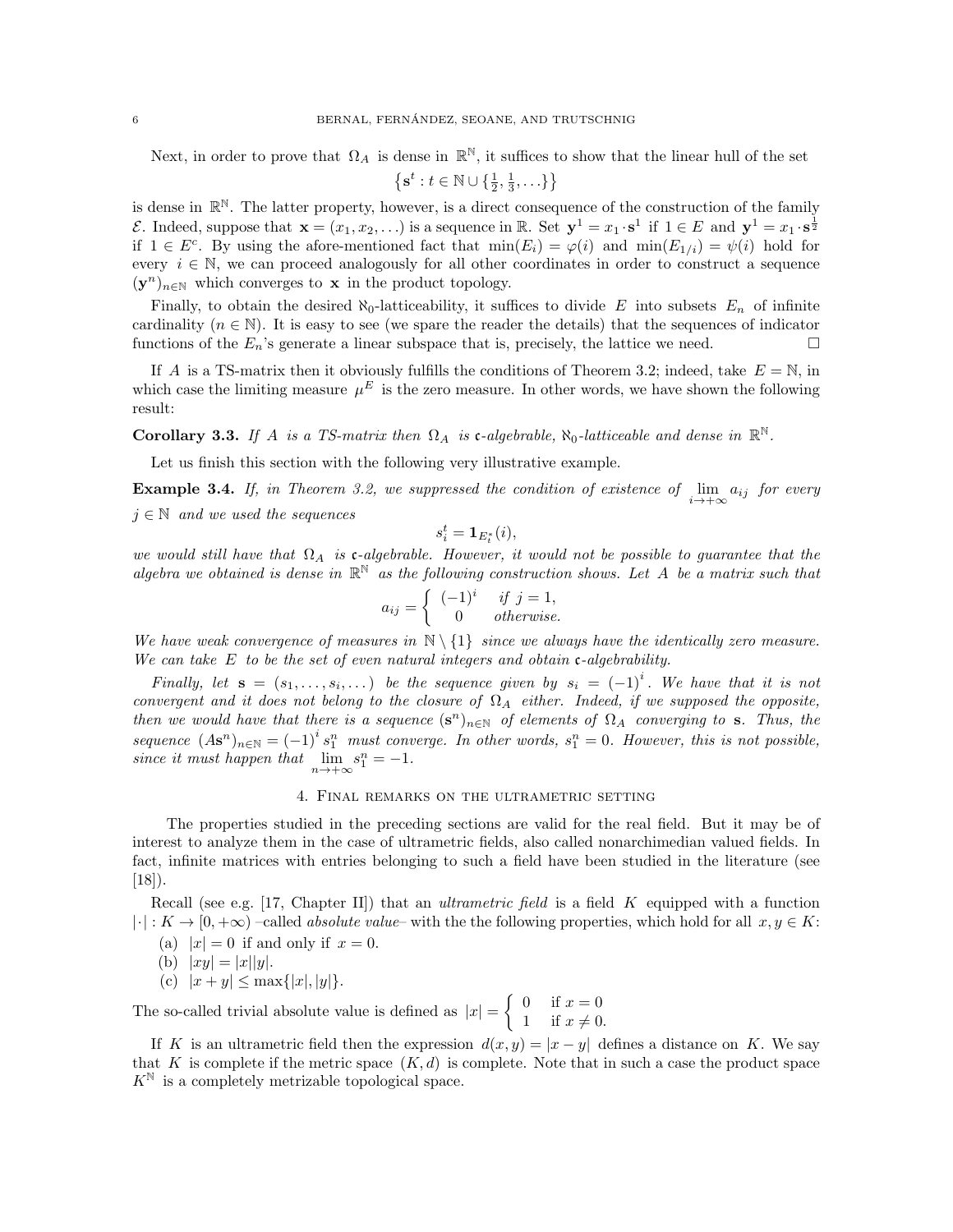Next, in order to prove that $\Omega_A$ is dense in $\mathbb{R}^{\mathbb{N}}$, it suffices to show that the linear hull of the set

$$\left\{\mathbf{s}^t : t \in \mathbb{N} \cup \{\tfrac{1}{2}, \tfrac{1}{3}, \ldots\}\right\}$$

is dense in $\mathbb{R}^{\mathbb{N}}$. The latter property, however, is a direct consequence of the construction of the family $\mathcal{E}$. Indeed, suppose that $\mathbf{x} = (x_1, x_2, \ldots)$ is a sequence in $\mathbb{R}$. Set $\mathbf{y}^1 = x_1 \cdot \mathbf{s}^1$ if $1 \in E$ and $\mathbf{y}^1 = x_1 \cdot \mathbf{s}^{\frac{1}{2}}$ if $1 \in E^c$. By using the afore-mentioned fact that $\min(E_i) = \varphi(i)$ and $\min(E_{1/i}) = \psi(i)$ hold for every $i \in \mathbb{N}$, we can proceed analogously for all other coordinates in order to construct a sequence $(\mathbf{y}^n)_{n\in\mathbb{N}}$ which converges to $\mathbf{x}$ in the product topology.

Finally, to obtain the desired $\aleph_0$-latticeability, it suffices to divide $E$ into subsets $E_n$ of infinite cardinality ($n \in \mathbb{N}$). It is easy to see (we spare the reader the details) that the sequences of indicator functions of the $E_n$'s generate a linear subspace that is, precisely, the lattice we need. □

If $A$ is a TS-matrix then it obviously fulfills the conditions of Theorem 3.2; indeed, take $E = \mathbb{N}$, in which case the limiting measure $\mu^E$ is the zero measure. In other words, we have shown the following result:

**Corollary 3.3.** *If $A$ is a TS-matrix then $\Omega_A$ is $\mathfrak{c}$-algebrable, $\aleph_0$-latticeable and dense in $\mathbb{R}^{\mathbb{N}}$.*

Let us finish this section with the following very illustrative example.

**Example 3.4.** *If, in Theorem 3.2, we suppressed the condition of existence of $\lim\limits_{i\to+\infty} a_{ij}$ for every $j \in \mathbb{N}$ and we used the sequences*

$$s_i^t = \mathbf{1}_{E_t^*}(i),$$

*we would still have that $\Omega_A$ is $\mathfrak{c}$-algebrable. However, it would not be possible to guarantee that the algebra we obtained is dense in $\mathbb{R}^{\mathbb{N}}$ as the following construction shows. Let $A$ be a matrix such that*

$$a_{ij} = \begin{cases} (-1)^i & \text{if } j = 1, \\ 0 & \text{otherwise.} \end{cases}$$

*We have weak convergence of measures in $\mathbb{N} \setminus \{1\}$ since we always have the identically zero measure. We can take $E$ to be the set of even natural integers and obtain $\mathfrak{c}$-algebrability.*

*Finally, let $\mathbf{s} = (s_1, \ldots, s_i, \ldots)$ be the sequence given by $s_i = (-1)^i$. We have that it is not convergent and it does not belong to the closure of $\Omega_A$ either. Indeed, if we supposed the opposite, then we would have that there is a sequence $(\mathbf{s}^n)_{n\in\mathbb{N}}$ of elements of $\Omega_A$ converging to $\mathbf{s}$. Thus, the sequence $(A\mathbf{s}^n)_{n\in\mathbb{N}} = (-1)^i s_1^n$ must converge. In other words, $s_1^n = 0$. However, this is not possible, since it must happen that $\lim\limits_{n\to+\infty} s_1^n = -1$.*

## 4. Final remarks on the ultrametric setting

The properties studied in the preceding sections are valid for the real field. But it may be of interest to analyze them in the case of ultrametric fields, also called nonarchimedian valued fields. In fact, infinite matrices with entries belonging to such a field have been studied in the literature (see [18]).

Recall (see e.g. [17, Chapter II]) that an *ultrametric field* is a field $K$ equipped with a function $|\cdot| : K \to [0, +\infty)$ –called *absolute value*– with the the following properties, which hold for all $x, y \in K$:

(a) $|x| = 0$ if and only if $x = 0$.
(b) $|xy| = |x||y|$.
(c) $|x + y| \leq \max\{|x|, |y|\}$.

The so-called trivial absolute value is defined as $|x| = \begin{cases} 0 & \text{if } x = 0 \\ 1 & \text{if } x \neq 0. \end{cases}$

If $K$ is an ultrametric field then the expression $d(x, y) = |x - y|$ defines a distance on $K$. We say that $K$ is complete if the metric space $(K, d)$ is complete. Note that in such a case the product space $K^{\mathbb{N}}$ is a completely metrizable topological space.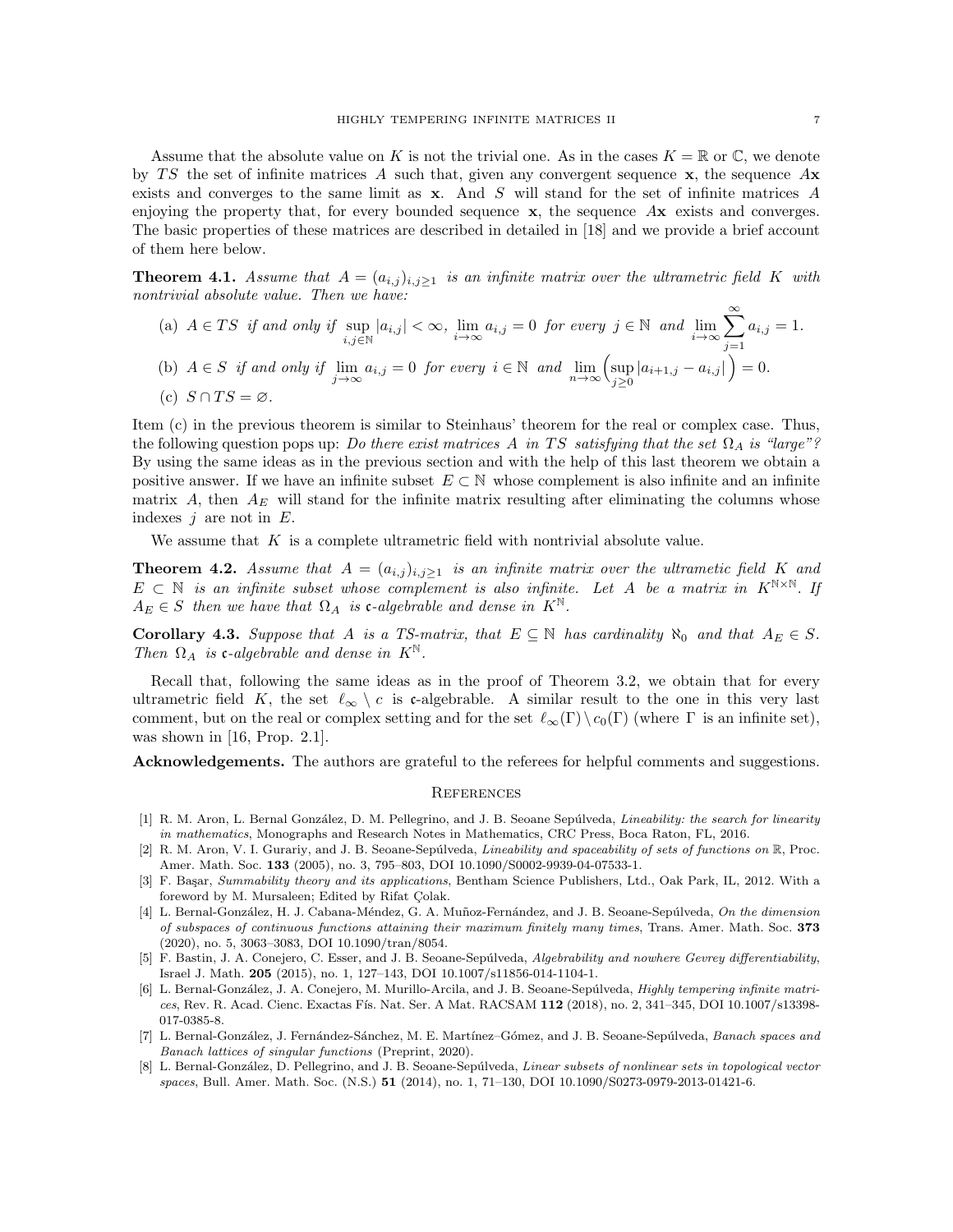Assume that the absolute value on $K$ is not the trivial one. As in the cases $K = \mathbb{R}$ or $\mathbb{C}$, we denote by $TS$ the set of infinite matrices $A$ such that, given any convergent sequence $\mathbf{x}$, the sequence $A\mathbf{x}$ exists and converges to the same limit as $\mathbf{x}$. And $S$ will stand for the set of infinite matrices $A$ enjoying the property that, for every bounded sequence $\mathbf{x}$, the sequence $A\mathbf{x}$ exists and converges. The basic properties of these matrices are described in detailed in [18] and we provide a brief account of them here below.

**Theorem 4.1.** *Assume that $A = (a_{i,j})_{i,j\geq 1}$ is an infinite matrix over the ultrametric field $K$ with nontrivial absolute value. Then we have:*

(a) $A \in TS$ *if and only if* $\sup_{i,j\in\mathbb{N}} |a_{i,j}| < \infty$, $\lim_{i\to\infty} a_{i,j} = 0$ *for every* $j \in \mathbb{N}$ *and* $\lim_{i\to\infty} \sum_{j=1}^{\infty} a_{i,j} = 1$.

(b) $A \in S$ *if and only if* $\lim_{j\to\infty} a_{i,j} = 0$ *for every* $i \in \mathbb{N}$ *and* $\lim_{n\to\infty} \Big( \sup_{j\geq 0} |a_{i+1,j} - a_{i,j}| \Big) = 0$.

(c) $S \cap TS = \varnothing$.

Item (c) in the previous theorem is similar to Steinhaus' theorem for the real or complex case. Thus, the following question pops up: *Do there exist matrices $A$ in $TS$ satisfying that the set $\Omega_A$ is "large"?* By using the same ideas as in the previous section and with the help of this last theorem we obtain a positive answer. If we have an infinite subset $E \subset \mathbb{N}$ whose complement is also infinite and an infinite matrix $A$, then $A_E$ will stand for the infinite matrix resulting after eliminating the columns whose indexes $j$ are not in $E$.

We assume that $K$ is a complete ultrametric field with nontrivial absolute value.

**Theorem 4.2.** *Assume that $A = (a_{i,j})_{i,j\geq 1}$ is an infinite matrix over the ultrametic field $K$ and $E \subset \mathbb{N}$ is an infinite subset whose complement is also infinite. Let $A$ be a matrix in $K^{\mathbb{N}\times\mathbb{N}}$. If $A_E \in S$ then we have that $\Omega_A$ is $\mathfrak{c}$-algebrable and dense in $K^{\mathbb{N}}$.*

**Corollary 4.3.** *Suppose that $A$ is a TS-matrix, that $E \subseteq \mathbb{N}$ has cardinality $\aleph_0$ and that $A_E \in S$. Then $\Omega_A$ is $\mathfrak{c}$-algebrable and dense in $K^{\mathbb{N}}$.*

Recall that, following the same ideas as in the proof of Theorem 3.2, we obtain that for every ultrametric field $K$, the set $\ell_\infty \setminus c$ is $\mathfrak{c}$-algebrable. A similar result to the one in this very last comment, but on the real or complex setting and for the set $\ell_\infty(\Gamma) \setminus c_0(\Gamma)$ (where $\Gamma$ is an infinite set), was shown in [16, Prop. 2.1].

**Acknowledgements.** The authors are grateful to the referees for helpful comments and suggestions.

## References

[1] R. M. Aron, L. Bernal González, D. M. Pellegrino, and J. B. Seoane Sepúlveda, *Lineability: the search for linearity in mathematics*, Monographs and Research Notes in Mathematics, CRC Press, Boca Raton, FL, 2016.

[2] R. M. Aron, V. I. Gurariy, and J. B. Seoane-Sepúlveda, *Lineability and spaceability of sets of functions on* $\mathbb{R}$, Proc. Amer. Math. Soc. **133** (2005), no. 3, 795–803, DOI 10.1090/S0002-9939-04-07533-1.

[3] F. Başar, *Summability theory and its applications*, Bentham Science Publishers, Ltd., Oak Park, IL, 2012. With a foreword by M. Mursaleen; Edited by Rifat Çolak.

[4] L. Bernal-González, H. J. Cabana-Méndez, G. A. Muñoz-Fernández, and J. B. Seoane-Sepúlveda, *On the dimension of subspaces of continuous functions attaining their maximum finitely many times*, Trans. Amer. Math. Soc. **373** (2020), no. 5, 3063–3083, DOI 10.1090/tran/8054.

[5] F. Bastin, J. A. Conejero, C. Esser, and J. B. Seoane-Sepúlveda, *Algebrability and nowhere Gevrey differentiability*, Israel J. Math. **205** (2015), no. 1, 127–143, DOI 10.1007/s11856-014-1104-1.

[6] L. Bernal-González, J. A. Conejero, M. Murillo-Arcila, and J. B. Seoane-Sepúlveda, *Highly tempering infinite matrices*, Rev. R. Acad. Cienc. Exactas Fís. Nat. Ser. A Mat. RACSAM **112** (2018), no. 2, 341–345, DOI 10.1007/s13398-017-0385-8.

[7] L. Bernal-González, J. Fernández-Sánchez, M. E. Martínez–Gómez, and J. B. Seoane-Sepúlveda, *Banach spaces and Banach lattices of singular functions* (Preprint, 2020).

[8] L. Bernal-González, D. Pellegrino, and J. B. Seoane-Sepúlveda, *Linear subsets of nonlinear sets in topological vector spaces*, Bull. Amer. Math. Soc. (N.S.) **51** (2014), no. 1, 71–130, DOI 10.1090/S0273-0979-2013-01421-6.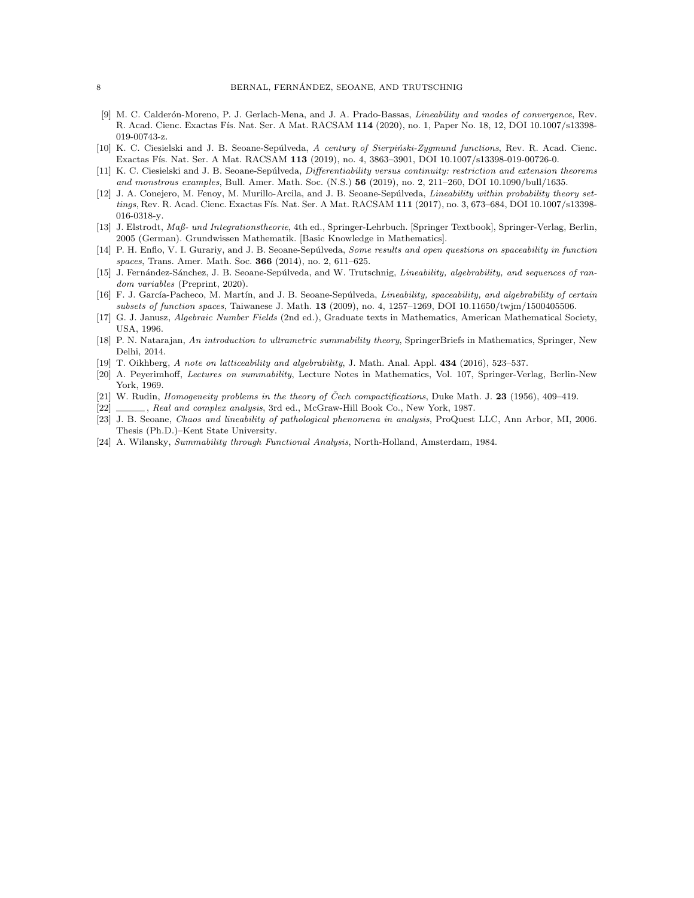[9] M. C. Calderón-Moreno, P. J. Gerlach-Mena, and J. A. Prado-Bassas, *Lineability and modes of convergence*, Rev. R. Acad. Cienc. Exactas Fís. Nat. Ser. A Mat. RACSAM **114** (2020), no. 1, Paper No. 18, 12, DOI 10.1007/s13398-019-00743-z.

[10] K. C. Ciesielski and J. B. Seoane-Sepúlveda, *A century of Sierpiński-Zygmund functions*, Rev. R. Acad. Cienc. Exactas Fís. Nat. Ser. A Mat. RACSAM **113** (2019), no. 4, 3863–3901, DOI 10.1007/s13398-019-00726-0.

[11] K. C. Ciesielski and J. B. Seoane-Sepúlveda, *Differentiability versus continuity: restriction and extension theorems and monstrous examples*, Bull. Amer. Math. Soc. (N.S.) **56** (2019), no. 2, 211–260, DOI 10.1090/bull/1635.

[12] J. A. Conejero, M. Fenoy, M. Murillo-Arcila, and J. B. Seoane-Sepúlveda, *Lineability within probability theory settings*, Rev. R. Acad. Cienc. Exactas Fís. Nat. Ser. A Mat. RACSAM **111** (2017), no. 3, 673–684, DOI 10.1007/s13398-016-0318-y.

[13] J. Elstrodt, *Maß- und Integrationstheorie*, 4th ed., Springer-Lehrbuch. [Springer Textbook], Springer-Verlag, Berlin, 2005 (German). Grundwissen Mathematik. [Basic Knowledge in Mathematics].

[14] P. H. Enflo, V. I. Gurariy, and J. B. Seoane-Sepúlveda, *Some results and open questions on spaceability in function spaces*, Trans. Amer. Math. Soc. **366** (2014), no. 2, 611–625.

[15] J. Fernández-Sánchez, J. B. Seoane-Sepúlveda, and W. Trutschnig, *Lineability, algebrability, and sequences of random variables* (Preprint, 2020).

[16] F. J. García-Pacheco, M. Martín, and J. B. Seoane-Sepúlveda, *Lineability, spaceability, and algebrability of certain subsets of function spaces*, Taiwanese J. Math. **13** (2009), no. 4, 1257–1269, DOI 10.11650/twjm/1500405506.

[17] G. J. Janusz, *Algebraic Number Fields* (2nd ed.), Graduate texts in Mathematics, American Mathematical Society, USA, 1996.

[18] P. N. Natarajan, *An introduction to ultrametric summability theory*, SpringerBriefs in Mathematics, Springer, New Delhi, 2014.

[19] T. Oikhberg, *A note on latticeability and algebrability*, J. Math. Anal. Appl. **434** (2016), 523–537.

[20] A. Peyerimhoff, *Lectures on summability*, Lecture Notes in Mathematics, Vol. 107, Springer-Verlag, Berlin-New York, 1969.

[21] W. Rudin, *Homogeneity problems in the theory of Čech compactifications*, Duke Math. J. **23** (1956), 409–419.

[22] ______, *Real and complex analysis*, 3rd ed., McGraw-Hill Book Co., New York, 1987.

[23] J. B. Seoane, *Chaos and lineability of pathological phenomena in analysis*, ProQuest LLC, Ann Arbor, MI, 2006. Thesis (Ph.D.)–Kent State University.

[24] A. Wilansky, *Summability through Functional Analysis*, North-Holland, Amsterdam, 1984.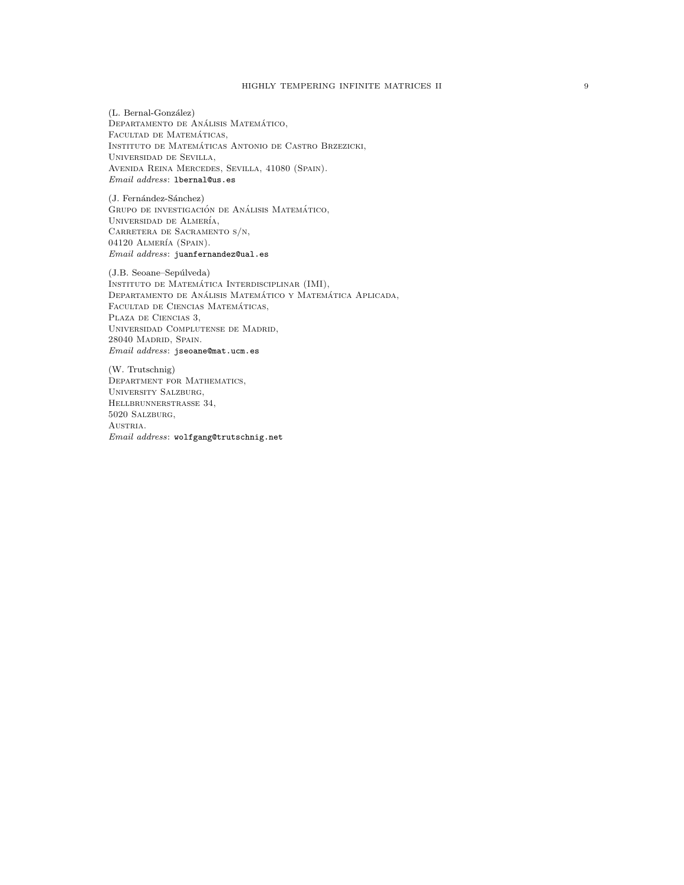(L. Bernal-González)
Departamento de Análisis Matemático,
Facultad de Matemáticas,
Instituto de Matemáticas Antonio de Castro Brzezicki,
Universidad de Sevilla,
Avenida Reina Mercedes, Sevilla, 41080 (Spain).
*Email address*: lbernal@us.es

(J. Fernández-Sánchez)
Grupo de investigación de Análisis Matemático,
Universidad de Almería,
Carretera de Sacramento s/n,
04120 Almería (Spain).
*Email address*: juanfernandez@ual.es

(J.B. Seoane–Sepúlveda)
Instituto de Matemática Interdisciplinar (IMI),
Departamento de Análisis Matemático y Matemática Aplicada,
Facultad de Ciencias Matemáticas,
Plaza de Ciencias 3,
Universidad Complutense de Madrid,
28040 Madrid, Spain.
*Email address*: jseoane@mat.ucm.es

(W. Trutschnig)
Department for Mathematics,
University Salzburg,
Hellbrunnerstrasse 34,
5020 Salzburg,
Austria.
*Email address*: wolfgang@trutschnig.net